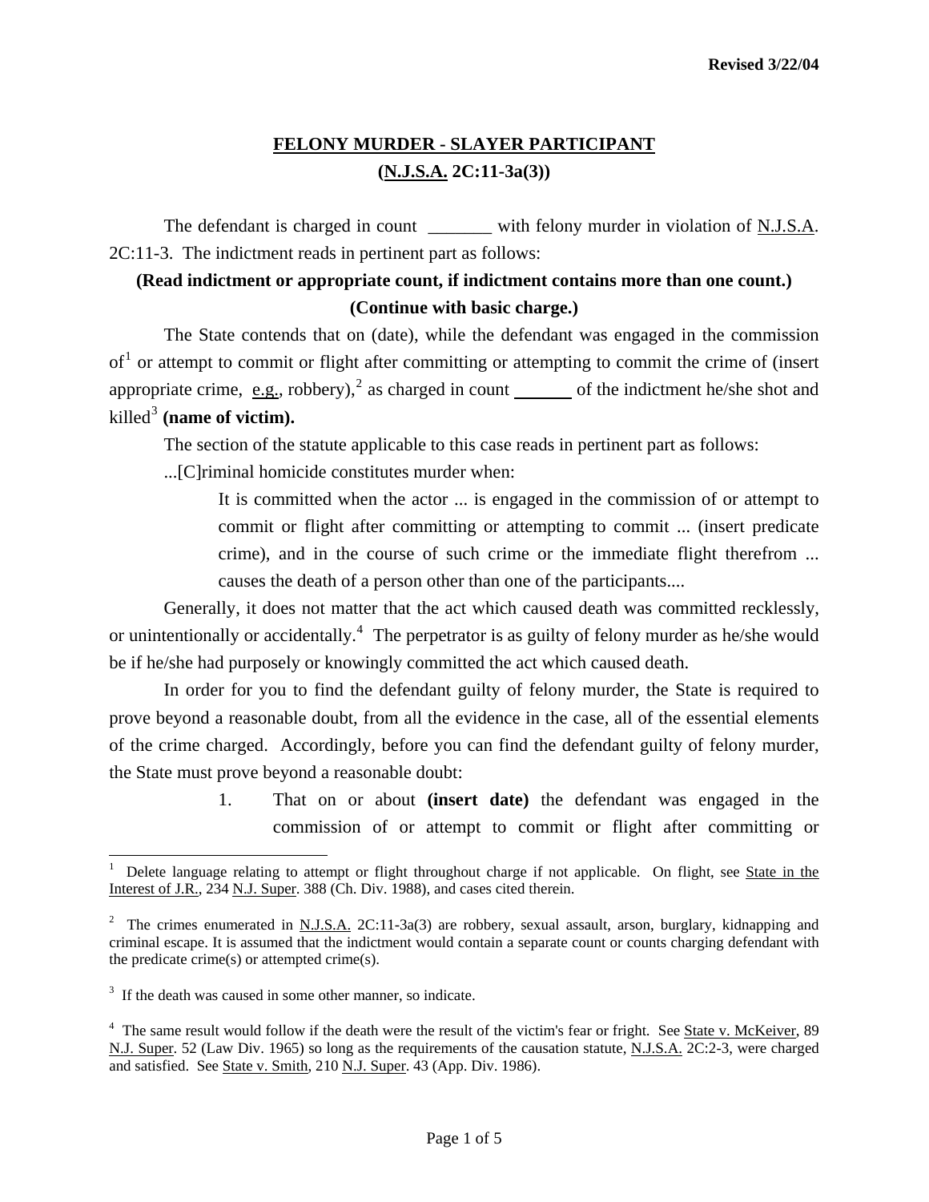Revised 3/22/04

# FELONY MURDER - SLAYER PARTICIPANT
## (N.J.S.A. 2C:11-3a(3))

The defendant is charged in count _______ with felony murder in violation of N.J.S.A. 2C:11-3. The indictment reads in pertinent part as follows:

**(Read indictment or appropriate count, if indictment contains more than one count.)**
**(Continue with basic charge.)**

The State contends that on (date), while the defendant was engaged in the commission of[1] or attempt to commit or flight after committing or attempting to commit the crime of (insert appropriate crime, e.g., robbery),[2] as charged in count _______ of the indictment he/she shot and killed[3] **(name of victim).**

The section of the statute applicable to this case reads in pertinent part as follows:

...[C]riminal homicide constitutes murder when:

> It is committed when the actor ... is engaged in the commission of or attempt to commit or flight after committing or attempting to commit ... (insert predicate crime), and in the course of such crime or the immediate flight therefrom ... causes the death of a person other than one of the participants....

Generally, it does not matter that the act which caused death was committed recklessly, or unintentionally or accidentally.[4] The perpetrator is as guilty of felony murder as he/she would be if he/she had purposely or knowingly committed the act which caused death.

In order for you to find the defendant guilty of felony murder, the State is required to prove beyond a reasonable doubt, from all the evidence in the case, all of the essential elements of the crime charged. Accordingly, before you can find the defendant guilty of felony murder, the State must prove beyond a reasonable doubt:

1. That on or about **(insert date)** the defendant was engaged in the commission of or attempt to commit or flight after committing or

---

[1] Delete language relating to attempt or flight throughout charge if not applicable. On flight, see State in the Interest of J.R., 234 N.J. Super. 388 (Ch. Div. 1988), and cases cited therein.

[2] The crimes enumerated in N.J.S.A. 2C:11-3a(3) are robbery, sexual assault, arson, burglary, kidnapping and criminal escape. It is assumed that the indictment would contain a separate count or counts charging defendant with the predicate crime(s) or attempted crime(s).

[3] If the death was caused in some other manner, so indicate.

[4] The same result would follow if the death were the result of the victim's fear or fright. See State v. McKeiver, 89 N.J. Super. 52 (Law Div. 1965) so long as the requirements of the causation statute, N.J.S.A. 2C:2-3, were charged and satisfied. See State v. Smith, 210 N.J. Super. 43 (App. Div. 1986).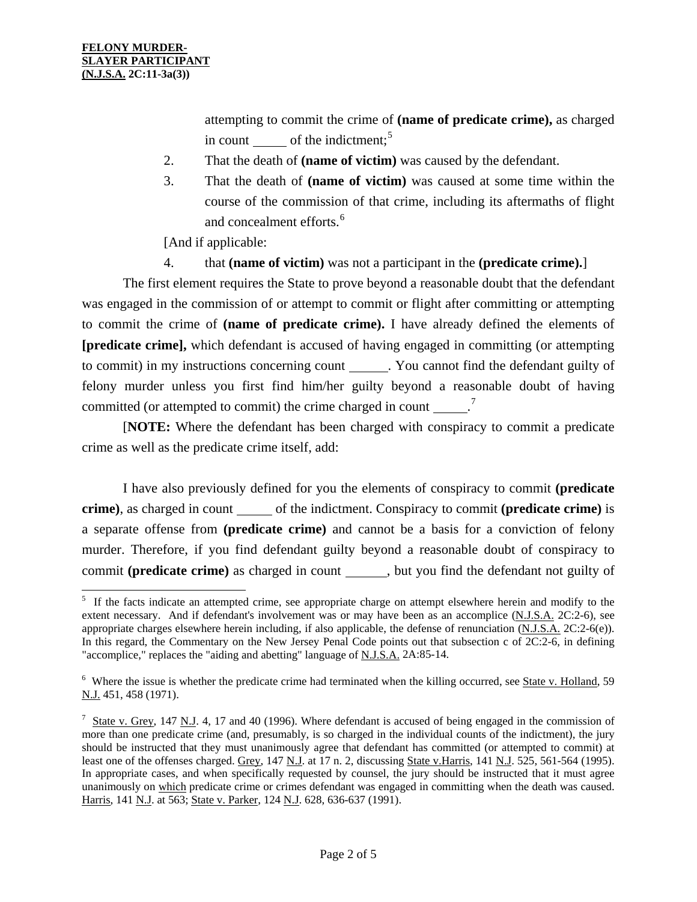attempting to commit the crime of **(name of predicate crime),** as charged in count _____ of the indictment;[5]

2. That the death of **(name of victim)** was caused by the defendant.
3. That the death of **(name of victim)** was caused at some time within the course of the commission of that crime, including its aftermaths of flight and concealment efforts.[6]

[And if applicable:

4. that **(name of victim)** was not a participant in the **(predicate crime).**]

The first element requires the State to prove beyond a reasonable doubt that the defendant was engaged in the commission of or attempt to commit or flight after committing or attempting to commit the crime of **(name of predicate crime).** I have already defined the elements of **[predicate crime],** which defendant is accused of having engaged in committing (or attempting to commit) in my instructions concerning count ______. You cannot find the defendant guilty of felony murder unless you first find him/her guilty beyond a reasonable doubt of having committed (or attempted to commit) the crime charged in count _____.[7]

[**NOTE:** Where the defendant has been charged with conspiracy to commit a predicate crime as well as the predicate crime itself, add:

I have also previously defined for you the elements of conspiracy to commit **(predicate crime)**, as charged in count _____ of the indictment. Conspiracy to commit **(predicate crime)** is a separate offense from **(predicate crime)** and cannot be a basis for a conviction of felony murder. Therefore, if you find defendant guilty beyond a reasonable doubt of conspiracy to commit **(predicate crime)** as charged in count ______, but you find the defendant not guilty of

---

[5] If the facts indicate an attempted crime, see appropriate charge on attempt elsewhere herein and modify to the extent necessary. And if defendant's involvement was or may have been as an accomplice (N.J.S.A. 2C:2-6), see appropriate charges elsewhere herein including, if also applicable, the defense of renunciation (N.J.S.A. 2C:2-6(e)). In this regard, the Commentary on the New Jersey Penal Code points out that subsection c of 2C:2-6, in defining "accomplice," replaces the "aiding and abetting" language of N.J.S.A. 2A:85-14.

[6] Where the issue is whether the predicate crime had terminated when the killing occurred, see State v. Holland, 59 N.J. 451, 458 (1971).

[7] State v. Grey, 147 N.J. 4, 17 and 40 (1996). Where defendant is accused of being engaged in the commission of more than one predicate crime (and, presumably, is so charged in the individual counts of the indictment), the jury should be instructed that they must unanimously agree that defendant has committed (or attempted to commit) at least one of the offenses charged. Grey, 147 N.J. at 17 n. 2, discussing State v.Harris, 141 N.J. 525, 561-564 (1995). In appropriate cases, and when specifically requested by counsel, the jury should be instructed that it must agree unanimously on which predicate crime or crimes defendant was engaged in committing when the death was caused. Harris, 141 N.J. at 563; State v. Parker, 124 N.J. 628, 636-637 (1991).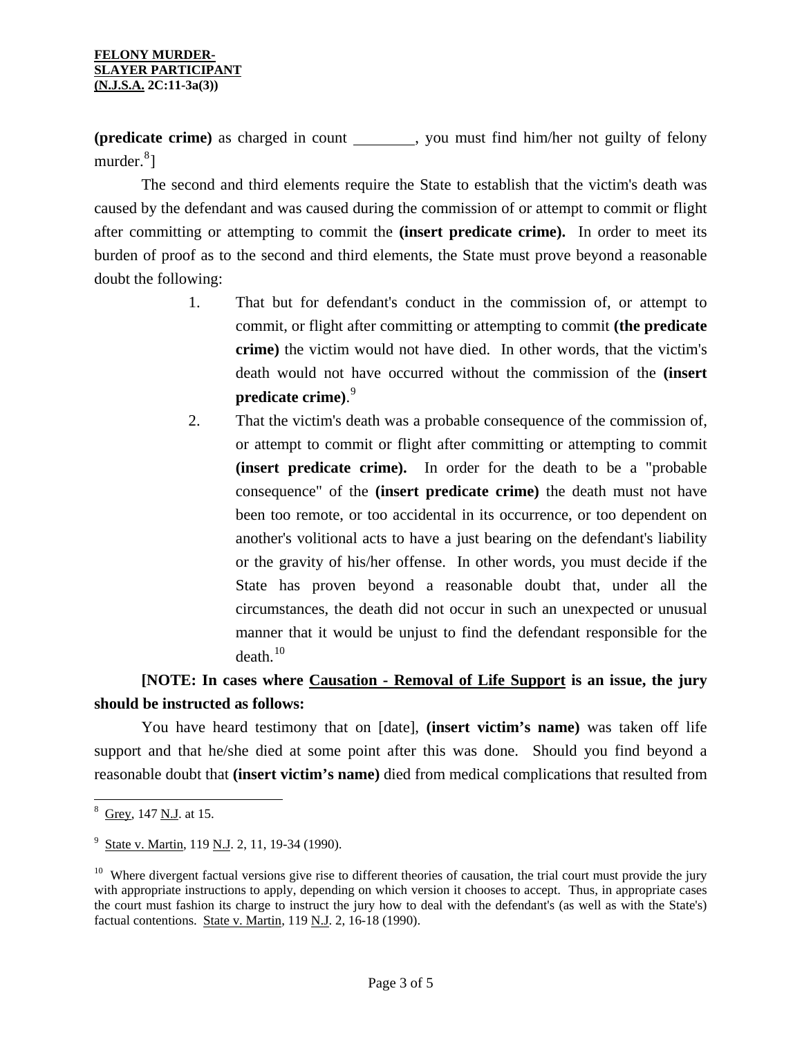**(predicate crime)** as charged in count ________, you must find him/her not guilty of felony murder.[8]]

The second and third elements require the State to establish that the victim's death was caused by the defendant and was caused during the commission of or attempt to commit or flight after committing or attempting to commit the **(insert predicate crime).** In order to meet its burden of proof as to the second and third elements, the State must prove beyond a reasonable doubt the following:

1. That but for defendant's conduct in the commission of, or attempt to commit, or flight after committing or attempting to commit **(the predicate crime)** the victim would not have died. In other words, that the victim's death would not have occurred without the commission of the **(insert predicate crime)**.[9]
2. That the victim's death was a probable consequence of the commission of, or attempt to commit or flight after committing or attempting to commit **(insert predicate crime).** In order for the death to be a "probable consequence" of the **(insert predicate crime)** the death must not have been too remote, or too accidental in its occurrence, or too dependent on another's volitional acts to have a just bearing on the defendant's liability or the gravity of his/her offense. In other words, you must decide if the State has proven beyond a reasonable doubt that, under all the circumstances, the death did not occur in such an unexpected or unusual manner that it would be unjust to find the defendant responsible for the death.[10]

**[NOTE: In cases where Causation - Removal of Life Support is an issue, the jury should be instructed as follows:**

You have heard testimony that on [date], **(insert victim's name)** was taken off life support and that he/she died at some point after this was done. Should you find beyond a reasonable doubt that **(insert victim's name)** died from medical complications that resulted from

---

[8] Grey, 147 N.J. at 15.

[9] State v. Martin, 119 N.J. 2, 11, 19-34 (1990).

[10] Where divergent factual versions give rise to different theories of causation, the trial court must provide the jury with appropriate instructions to apply, depending on which version it chooses to accept. Thus, in appropriate cases the court must fashion its charge to instruct the jury how to deal with the defendant's (as well as with the State's) factual contentions. State v. Martin, 119 N.J. 2, 16-18 (1990).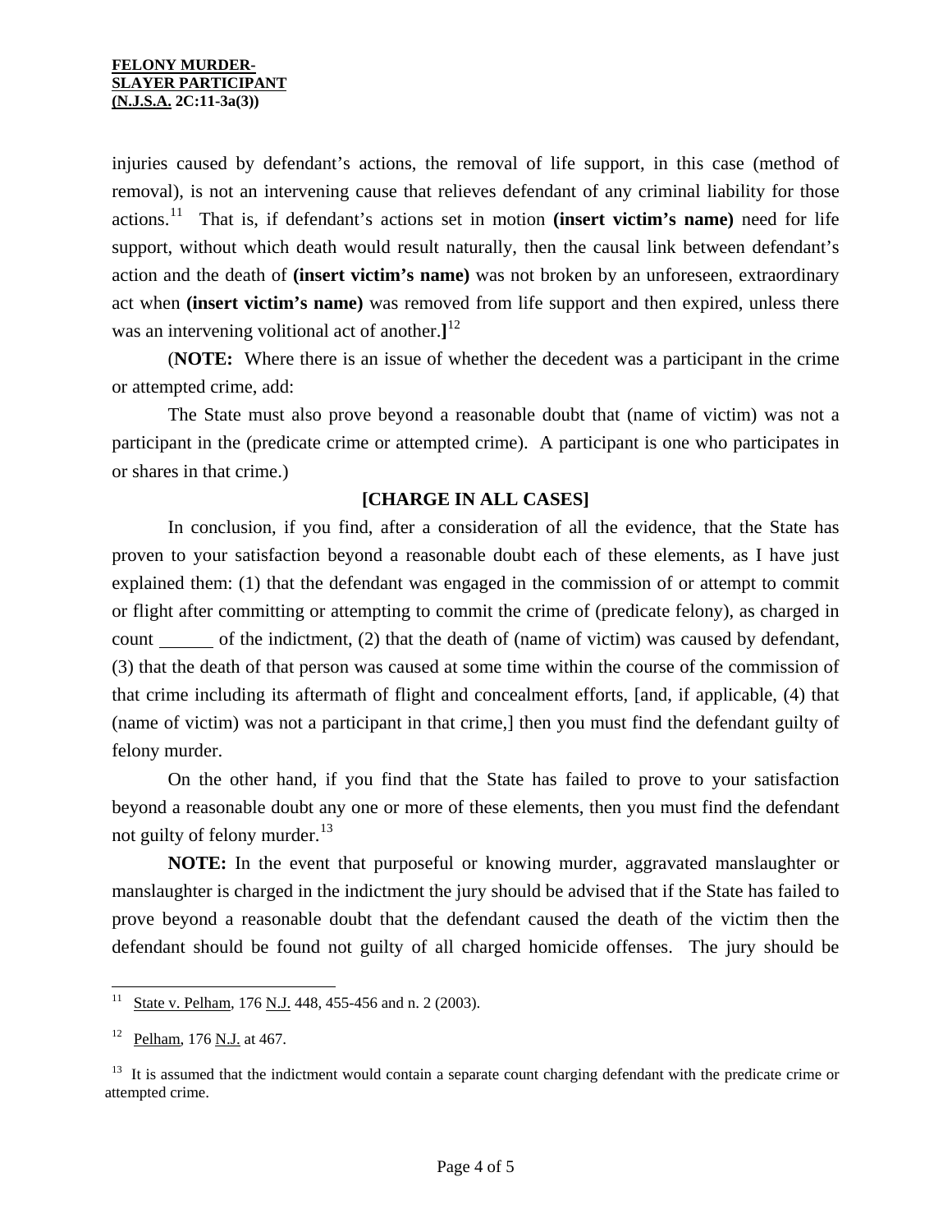injuries caused by defendant's actions, the removal of life support, in this case (method of removal), is not an intervening cause that relieves defendant of any criminal liability for those actions.[11] That is, if defendant's actions set in motion **(insert victim's name)** need for life support, without which death would result naturally, then the causal link between defendant's action and the death of **(insert victim's name)** was not broken by an unforeseen, extraordinary act when **(insert victim's name)** was removed from life support and then expired, unless there was an intervening volitional act of another.**]**[12]

(**NOTE:** Where there is an issue of whether the decedent was a participant in the crime or attempted crime, add:

The State must also prove beyond a reasonable doubt that (name of victim) was not a participant in the (predicate crime or attempted crime). A participant is one who participates in or shares in that crime.)

**[CHARGE IN ALL CASES]**

In conclusion, if you find, after a consideration of all the evidence, that the State has proven to your satisfaction beyond a reasonable doubt each of these elements, as I have just explained them: (1) that the defendant was engaged in the commission of or attempt to commit or flight after committing or attempting to commit the crime of (predicate felony), as charged in count ______ of the indictment, (2) that the death of (name of victim) was caused by defendant, (3) that the death of that person was caused at some time within the course of the commission of that crime including its aftermath of flight and concealment efforts, [and, if applicable, (4) that (name of victim) was not a participant in that crime,] then you must find the defendant guilty of felony murder.

On the other hand, if you find that the State has failed to prove to your satisfaction beyond a reasonable doubt any one or more of these elements, then you must find the defendant not guilty of felony murder.[13]

**NOTE:** In the event that purposeful or knowing murder, aggravated manslaughter or manslaughter is charged in the indictment the jury should be advised that if the State has failed to prove beyond a reasonable doubt that the defendant caused the death of the victim then the defendant should be found not guilty of all charged homicide offenses. The jury should be

---

[11] State v. Pelham, 176 N.J. 448, 455-456 and n. 2 (2003).

[12] Pelham, 176 N.J. at 467.

[13] It is assumed that the indictment would contain a separate count charging defendant with the predicate crime or attempted crime.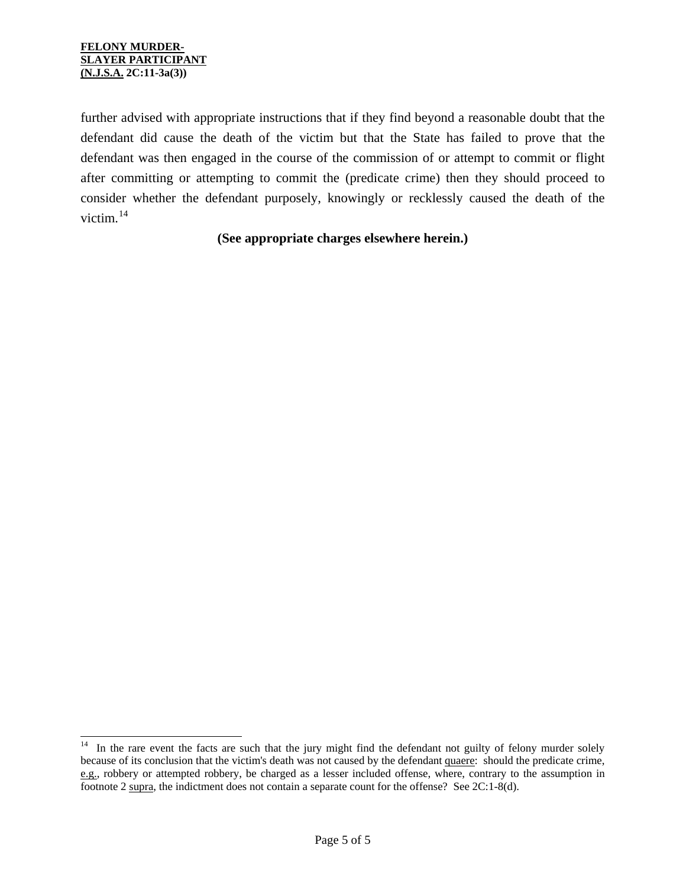further advised with appropriate instructions that if they find beyond a reasonable doubt that the defendant did cause the death of the victim but that the State has failed to prove that the defendant was then engaged in the course of the commission of or attempt to commit or flight after committing or attempting to commit the (predicate crime) then they should proceed to consider whether the defendant purposely, knowingly or recklessly caused the death of the victim.[14]

**(See appropriate charges elsewhere herein.)**

---

[14] In the rare event the facts are such that the jury might find the defendant not guilty of felony murder solely because of its conclusion that the victim's death was not caused by the defendant quaere: should the predicate crime, e.g., robbery or attempted robbery, be charged as a lesser included offense, where, contrary to the assumption in footnote 2 supra, the indictment does not contain a separate count for the offense? See 2C:1-8(d).